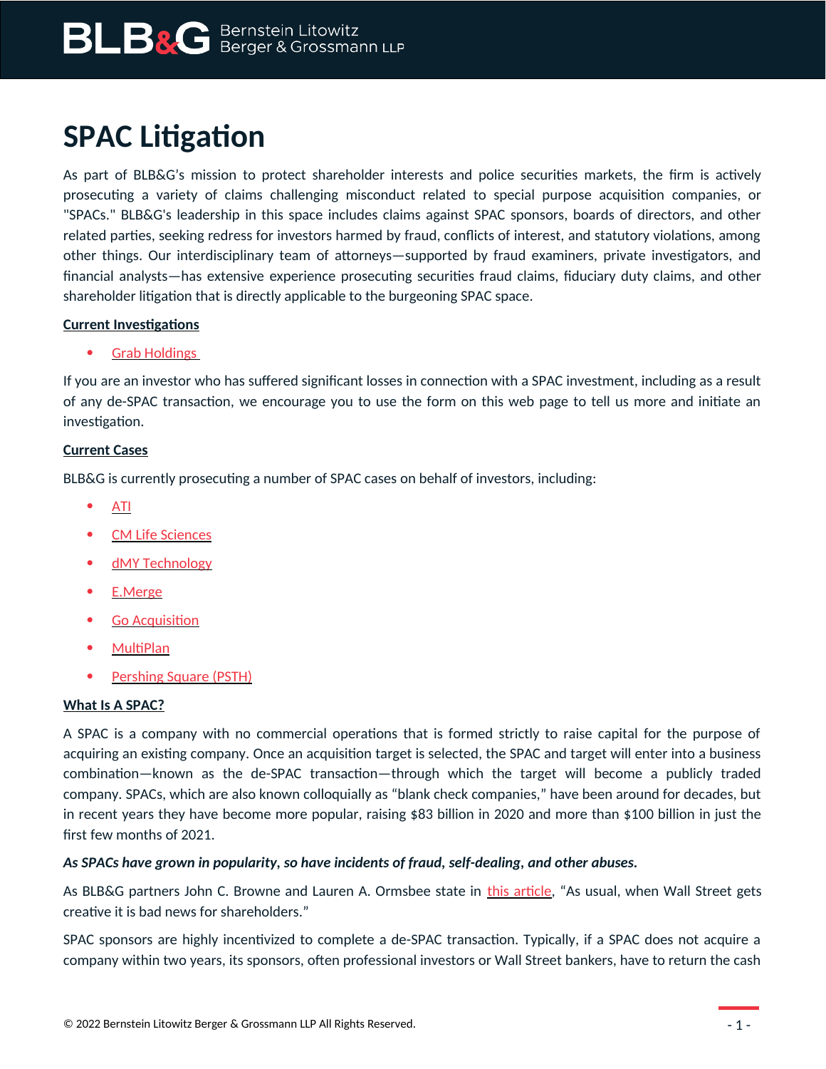# SPAC Litigation

As part of BLB&G's mission to protect shareholder interests and police securities markets, the firm is actively prosecuting a variety of claims challenging misconduct related to special purpose acquisition companies, or "SPACs." BLB&G's leadership in this space includes claims against SPAC sponsors, boards of directors, and other related parties, seeking redress for investors harmed by fraud, conflicts of interest, and statutory violations, among other things. Our interdisciplinary team of attorneys—supported by fraud examiners, private investigators, and financial analysts—has extensive experience prosecuting securities fraud claims, fiduciary duty claims, and other shareholder litigation that is directly applicable to the burgeoning SPAC space.

**Current Investigations**

- Grab Holdings

If you are an investor who has suffered significant losses in connection with a SPAC investment, including as a result of any de-SPAC transaction, we encourage you to use the form on this web page to tell us more and initiate an investigation.

**Current Cases**

BLB&G is currently prosecuting a number of SPAC cases on behalf of investors, including:

- ATI
- CM Life Sciences
- dMY Technology
- E.Merge
- Go Acquisition
- MultiPlan
- Pershing Square (PSTH)

**What Is A SPAC?**

A SPAC is a company with no commercial operations that is formed strictly to raise capital for the purpose of acquiring an existing company. Once an acquisition target is selected, the SPAC and target will enter into a business combination—known as the de-SPAC transaction—through which the target will become a publicly traded company. SPACs, which are also known colloquially as "blank check companies," have been around for decades, but in recent years they have become more popular, raising $83 billion in 2020 and more than $100 billion in just the first few months of 2021.

***As SPACs have grown in popularity, so have incidents of fraud, self-dealing, and other abuses.***

As BLB&G partners John C. Browne and Lauren A. Ormsbee state in this article, "As usual, when Wall Street gets creative it is bad news for shareholders."

SPAC sponsors are highly incentivized to complete a de-SPAC transaction. Typically, if a SPAC does not acquire a company within two years, its sponsors, often professional investors or Wall Street bankers, have to return the cash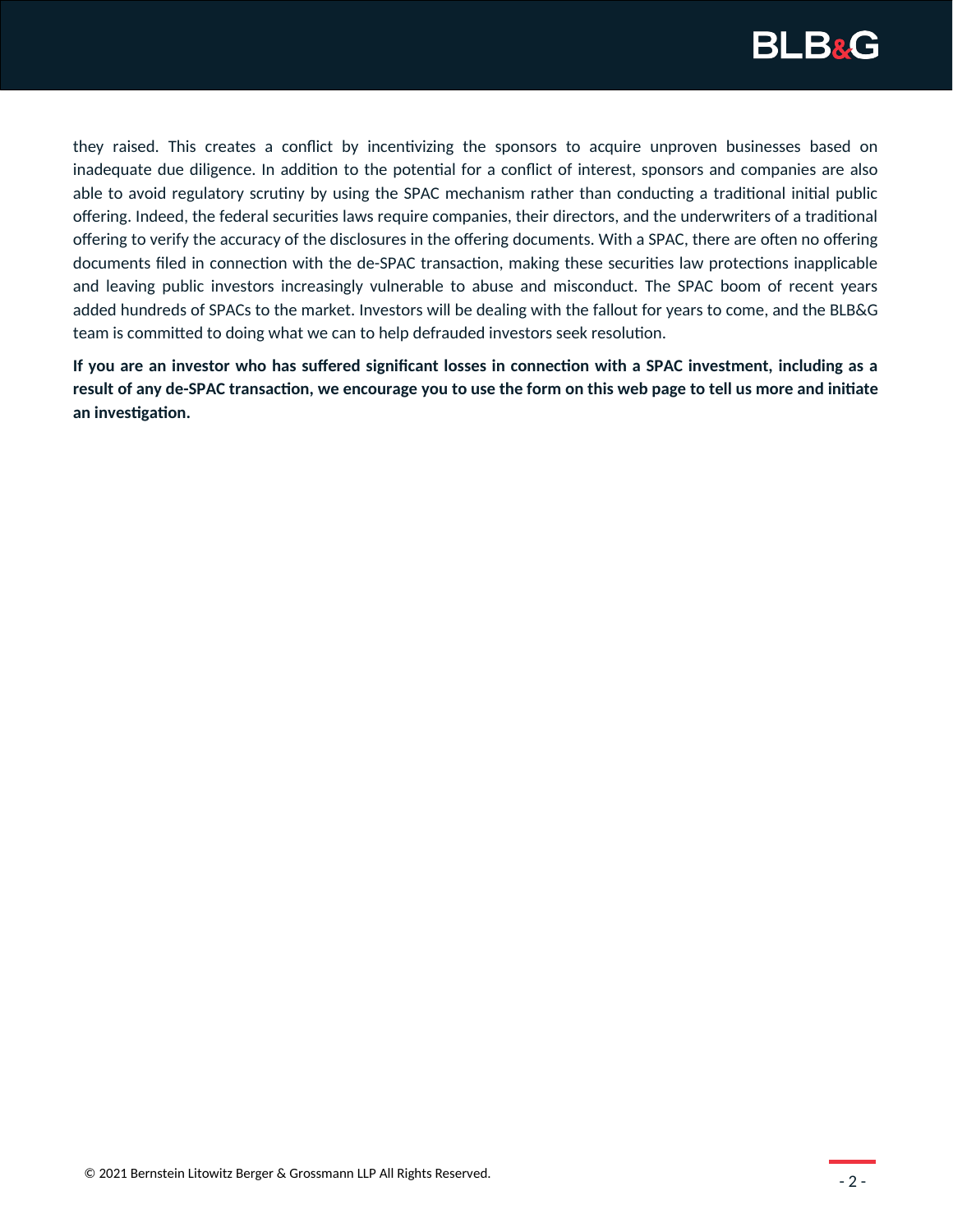they raised. This creates a conflict by incentivizing the sponsors to acquire unproven businesses based on inadequate due diligence. In addition to the potential for a conflict of interest, sponsors and companies are also able to avoid regulatory scrutiny by using the SPAC mechanism rather than conducting a traditional initial public offering. Indeed, the federal securities laws require companies, their directors, and the underwriters of a traditional offering to verify the accuracy of the disclosures in the offering documents. With a SPAC, there are often no offering documents filed in connection with the de-SPAC transaction, making these securities law protections inapplicable and leaving public investors increasingly vulnerable to abuse and misconduct. The SPAC boom of recent years added hundreds of SPACs to the market. Investors will be dealing with the fallout for years to come, and the BLB&G team is committed to doing what we can to help defrauded investors seek resolution.

**If you are an investor who has suffered significant losses in connection with a SPAC investment, including as a result of any de-SPAC transaction, we encourage you to use the form on this web page to tell us more and initiate an investigation.**